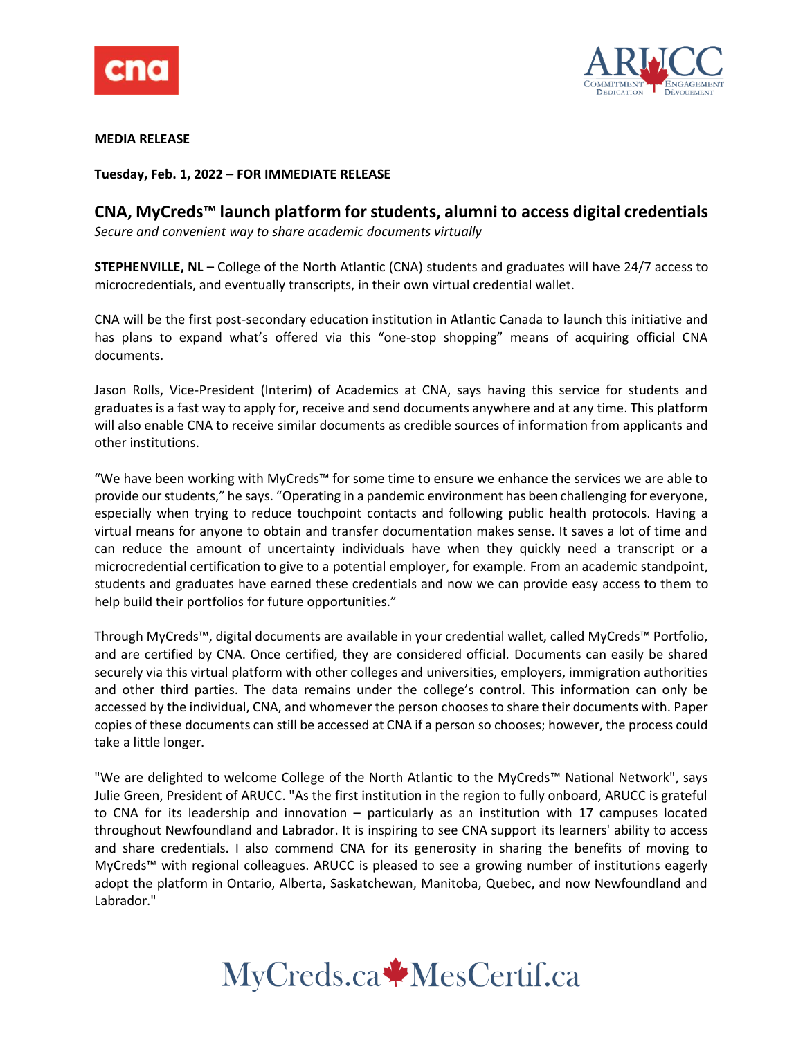**MEDIA RELEASE**

**Tuesday, Feb. 1, 2022 – FOR IMMEDIATE RELEASE**

## CNA, MyCreds™ launch platform for students, alumni to access digital credentials

*Secure and convenient way to share academic documents virtually*

**STEPHENVILLE, NL** – College of the North Atlantic (CNA) students and graduates will have 24/7 access to microcredentials, and eventually transcripts, in their own virtual credential wallet.

CNA will be the first post-secondary education institution in Atlantic Canada to launch this initiative and has plans to expand what's offered via this "one-stop shopping" means of acquiring official CNA documents.

Jason Rolls, Vice-President (Interim) of Academics at CNA, says having this service for students and graduates is a fast way to apply for, receive and send documents anywhere and at any time. This platform will also enable CNA to receive similar documents as credible sources of information from applicants and other institutions.

"We have been working with MyCreds™ for some time to ensure we enhance the services we are able to provide our students," he says. "Operating in a pandemic environment has been challenging for everyone, especially when trying to reduce touchpoint contacts and following public health protocols. Having a virtual means for anyone to obtain and transfer documentation makes sense. It saves a lot of time and can reduce the amount of uncertainty individuals have when they quickly need a transcript or a microcredential certification to give to a potential employer, for example. From an academic standpoint, students and graduates have earned these credentials and now we can provide easy access to them to help build their portfolios for future opportunities."

Through MyCreds™, digital documents are available in your credential wallet, called MyCreds™ Portfolio, and are certified by CNA. Once certified, they are considered official. Documents can easily be shared securely via this virtual platform with other colleges and universities, employers, immigration authorities and other third parties. The data remains under the college's control. This information can only be accessed by the individual, CNA, and whomever the person chooses to share their documents with. Paper copies of these documents can still be accessed at CNA if a person so chooses; however, the process could take a little longer.

"We are delighted to welcome College of the North Atlantic to the MyCreds™ National Network", says Julie Green, President of ARUCC. "As the first institution in the region to fully onboard, ARUCC is grateful to CNA for its leadership and innovation – particularly as an institution with 17 campuses located throughout Newfoundland and Labrador. It is inspiring to see CNA support its learners' ability to access and share credentials. I also commend CNA for its generosity in sharing the benefits of moving to MyCreds™ with regional colleagues. ARUCC is pleased to see a growing number of institutions eagerly adopt the platform in Ontario, Alberta, Saskatchewan, Manitoba, Quebec, and now Newfoundland and Labrador."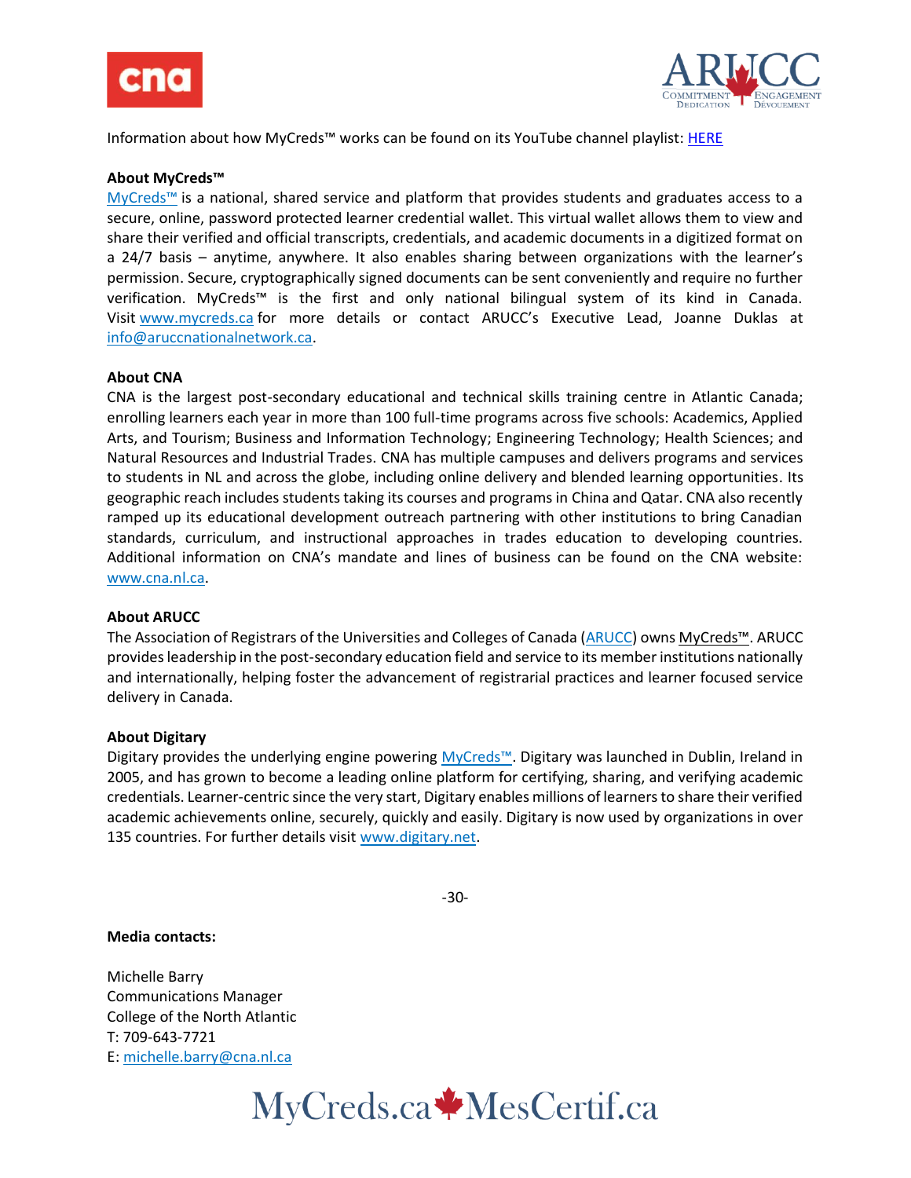Information about how MyCreds™ works can be found on its YouTube channel playlist: HERE

**About MyCreds™**

MyCreds™ is a national, shared service and platform that provides students and graduates access to a secure, online, password protected learner credential wallet. This virtual wallet allows them to view and share their verified and official transcripts, credentials, and academic documents in a digitized format on a 24/7 basis – anytime, anywhere. It also enables sharing between organizations with the learner's permission. Secure, cryptographically signed documents can be sent conveniently and require no further verification. MyCreds™ is the first and only national bilingual system of its kind in Canada. Visit www.mycreds.ca for more details or contact ARUCC's Executive Lead, Joanne Duklas at info@aruccnationalnetwork.ca.

**About CNA**

CNA is the largest post-secondary educational and technical skills training centre in Atlantic Canada; enrolling learners each year in more than 100 full-time programs across five schools: Academics, Applied Arts, and Tourism; Business and Information Technology; Engineering Technology; Health Sciences; and Natural Resources and Industrial Trades. CNA has multiple campuses and delivers programs and services to students in NL and across the globe, including online delivery and blended learning opportunities. Its geographic reach includes students taking its courses and programs in China and Qatar. CNA also recently ramped up its educational development outreach partnering with other institutions to bring Canadian standards, curriculum, and instructional approaches in trades education to developing countries. Additional information on CNA's mandate and lines of business can be found on the CNA website: www.cna.nl.ca.

**About ARUCC**

The Association of Registrars of the Universities and Colleges of Canada (ARUCC) owns MyCreds™. ARUCC provides leadership in the post-secondary education field and service to its member institutions nationally and internationally, helping foster the advancement of registrarial practices and learner focused service delivery in Canada.

**About Digitary**

Digitary provides the underlying engine powering MyCreds™. Digitary was launched in Dublin, Ireland in 2005, and has grown to become a leading online platform for certifying, sharing, and verifying academic credentials. Learner-centric since the very start, Digitary enables millions of learners to share their verified academic achievements online, securely, quickly and easily. Digitary is now used by organizations in over 135 countries. For further details visit www.digitary.net.

-30-

**Media contacts:**

Michelle Barry
Communications Manager
College of the North Atlantic
T: 709-643-7721
E: michelle.barry@cna.nl.ca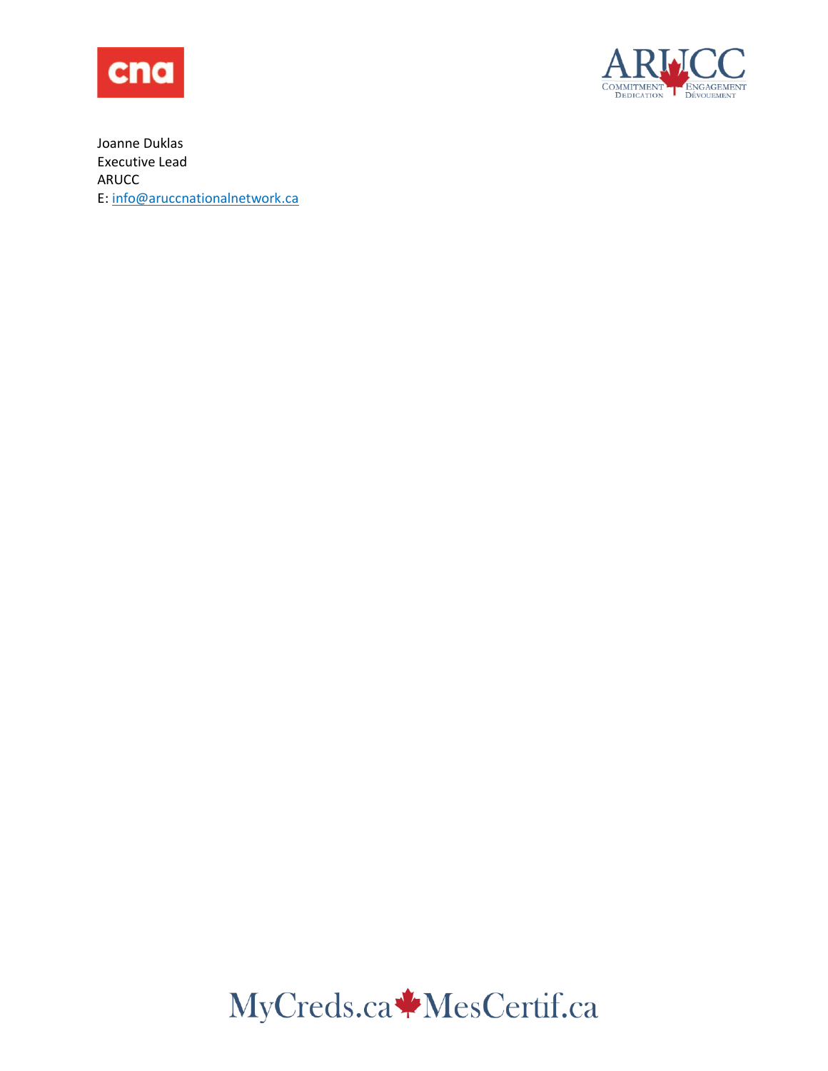Joanne Duklas
Executive Lead
ARUCC
E: info@aruccnationalnetwork.ca